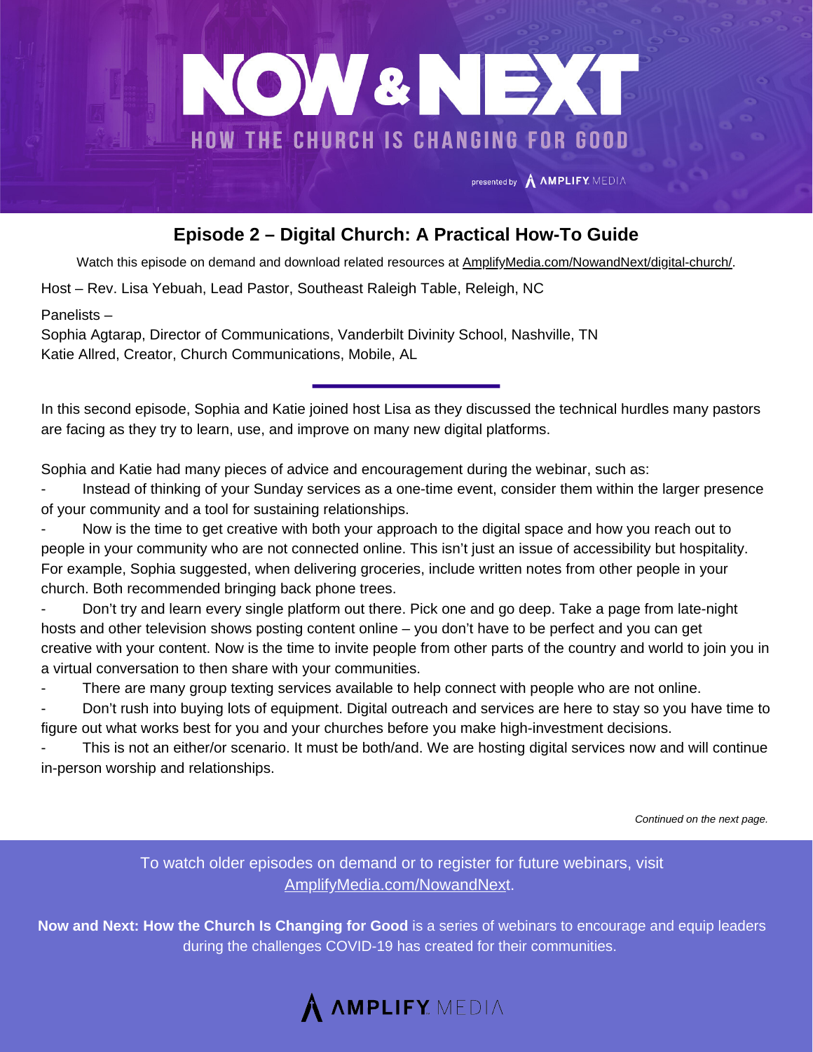# NOW & NEXT

## HOW THE CHURCH IS CHANGING FOR GOOD

presented by AMPLIFY MEDIA

## Episode 2 – Digital Church: A Practical How-To Guide

Watch this episode on demand and download related resources at AmplifyMedia.com/NowandNext/digital-church/.

Host – Rev. Lisa Yebuah, Lead Pastor, Southeast Raleigh Table, Releigh, NC

Panelists –
Sophia Agtarap, Director of Communications, Vanderbilt Divinity School, Nashville, TN
Katie Allred, Creator, Church Communications, Mobile, AL

In this second episode, Sophia and Katie joined host Lisa as they discussed the technical hurdles many pastors are facing as they try to learn, use, and improve on many new digital platforms.

Sophia and Katie had many pieces of advice and encouragement during the webinar, such as:

- Instead of thinking of your Sunday services as a one-time event, consider them within the larger presence of your community and a tool for sustaining relationships.
- Now is the time to get creative with both your approach to the digital space and how you reach out to people in your community who are not connected online. This isn't just an issue of accessibility but hospitality. For example, Sophia suggested, when delivering groceries, include written notes from other people in your church. Both recommended bringing back phone trees.
- Don't try and learn every single platform out there. Pick one and go deep. Take a page from late-night hosts and other television shows posting content online – you don't have to be perfect and you can get creative with your content. Now is the time to invite people from other parts of the country and world to join you in a virtual conversation to then share with your communities.
- There are many group texting services available to help connect with people who are not online.
- Don't rush into buying lots of equipment. Digital outreach and services are here to stay so you have time to figure out what works best for you and your churches before you make high-investment decisions.
- This is not an either/or scenario. It must be both/and. We are hosting digital services now and will continue in-person worship and relationships.

*Continued on the next page.*

To watch older episodes on demand or to register for future webinars, visit AmplifyMedia.com/NowandNext.

**Now and Next: How the Church Is Changing for Good** is a series of webinars to encourage and equip leaders during the challenges COVID-19 has created for their communities.

AMPLIFY MEDIA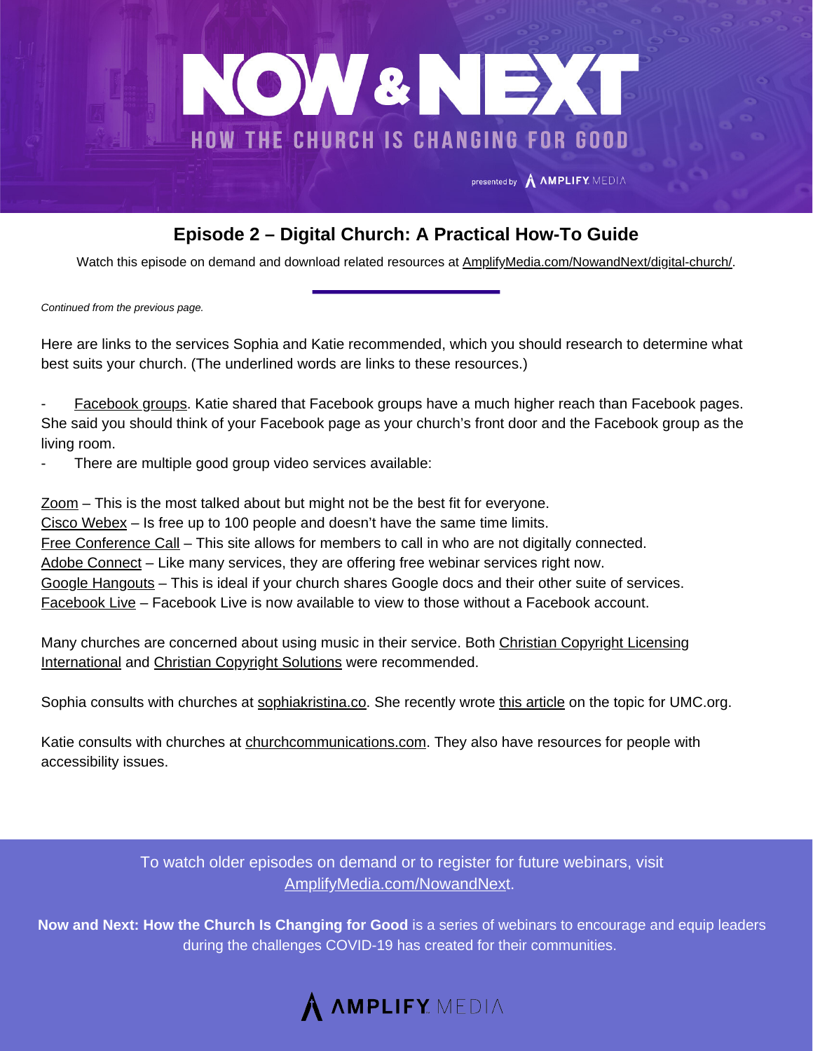# NOW & NEXT

HOW THE CHURCH IS CHANGING FOR GOOD

presented by AMPLIFY MEDIA

## Episode 2 – Digital Church: A Practical How-To Guide

Watch this episode on demand and download related resources at AmplifyMedia.com/NowandNext/digital-church/.

*Continued from the previous page.*

Here are links to the services Sophia and Katie recommended, which you should research to determine what best suits your church. (The underlined words are links to these resources.)

- Facebook groups. Katie shared that Facebook groups have a much higher reach than Facebook pages. She said you should think of your Facebook page as your church's front door and the Facebook group as the living room.
- There are multiple good group video services available:

Zoom – This is the most talked about but might not be the best fit for everyone.
Cisco Webex – Is free up to 100 people and doesn't have the same time limits.
Free Conference Call – This site allows for members to call in who are not digitally connected.
Adobe Connect – Like many services, they are offering free webinar services right now.
Google Hangouts – This is ideal if your church shares Google docs and their other suite of services.
Facebook Live – Facebook Live is now available to view to those without a Facebook account.

Many churches are concerned about using music in their service. Both Christian Copyright Licensing International and Christian Copyright Solutions were recommended.

Sophia consults with churches at sophiakristina.co. She recently wrote this article on the topic for UMC.org.

Katie consults with churches at churchcommunications.com. They also have resources for people with accessibility issues.

To watch older episodes on demand or to register for future webinars, visit AmplifyMedia.com/NowandNext.

**Now and Next: How the Church Is Changing for Good** is a series of webinars to encourage and equip leaders during the challenges COVID-19 has created for their communities.

AMPLIFY MEDIA